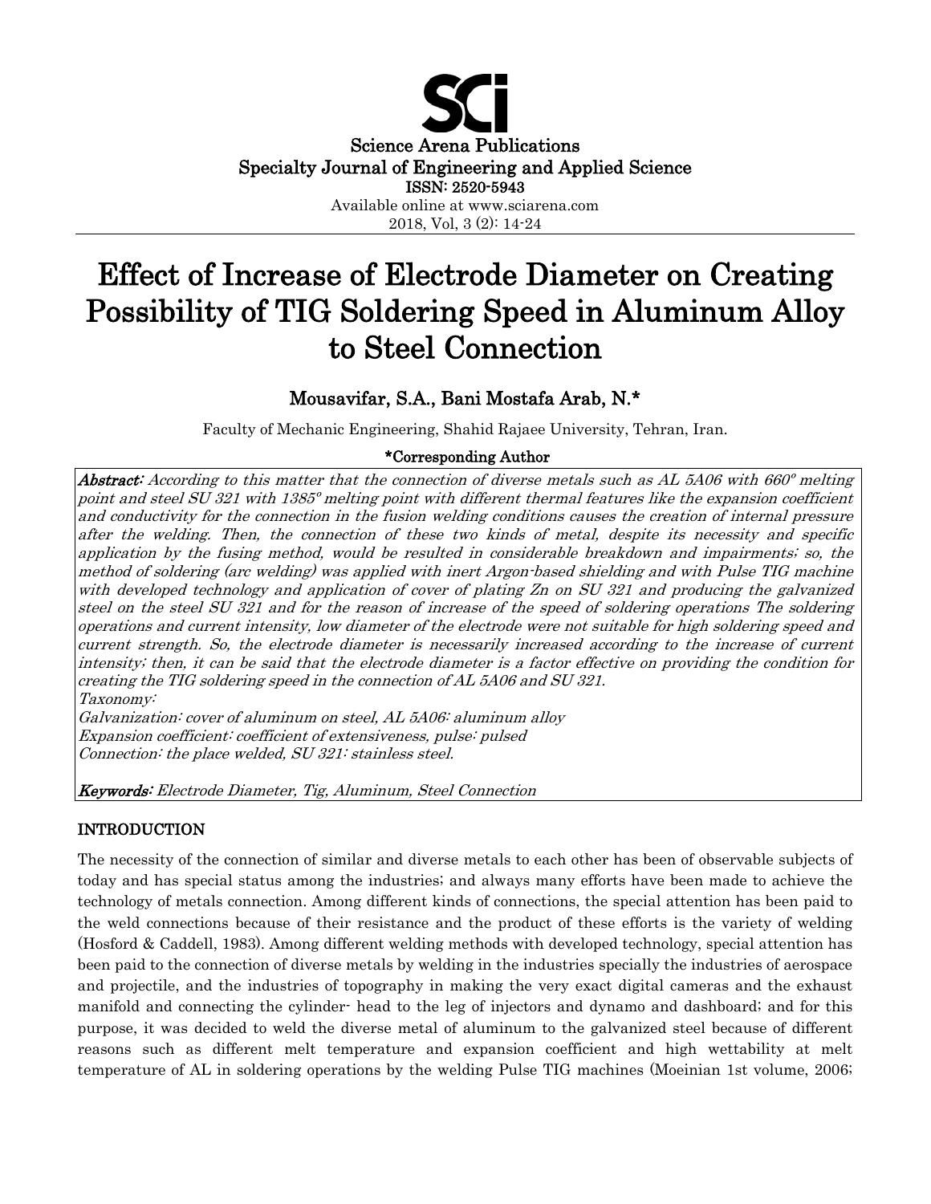Science Arena Publications
Specialty Journal of Engineering and Applied Science
ISSN: 2520-5943
Available online at www.sciarena.com
2018, Vol, 3 (2): 14-24

# Effect of Increase of Electrode Diameter on Creating Possibility of TIG Soldering Speed in Aluminum Alloy to Steel Connection

**Mousavifar, S.A., Bani Mostafa Arab, N.***

Faculty of Mechanic Engineering, Shahid Rajaee University, Tehran, Iran.

***Corresponding Author**

***Abstract:*** *According to this matter that the connection of diverse metals such as AL 5A06 with 660º melting point and steel SU 321 with 1385º melting point with different thermal features like the expansion coefficient and conductivity for the connection in the fusion welding conditions causes the creation of internal pressure after the welding. Then, the connection of these two kinds of metal, despite its necessity and specific application by the fusing method, would be resulted in considerable breakdown and impairments; so, the method of soldering (arc welding) was applied with inert Argon-based shielding and with Pulse TIG machine with developed technology and application of cover of plating Zn on SU 321 and producing the galvanized steel on the steel SU 321 and for the reason of increase of the speed of soldering operations The soldering operations and current intensity, low diameter of the electrode were not suitable for high soldering speed and current strength. So, the electrode diameter is necessarily increased according to the increase of current intensity; then, it can be said that the electrode diameter is a factor effective on providing the condition for creating the TIG soldering speed in the connection of AL 5A06 and SU 321.*

*Taxonomy:*

*Galvanization: cover of aluminum on steel, AL 5A06: aluminum alloy*

*Expansion coefficient: coefficient of extensiveness, pulse: pulsed*

*Connection: the place welded, SU 321: stainless steel.*

***Keywords:*** *Electrode Diameter, Tig, Aluminum, Steel Connection*

## INTRODUCTION

The necessity of the connection of similar and diverse metals to each other has been of observable subjects of today and has special status among the industries; and always many efforts have been made to achieve the technology of metals connection. Among different kinds of connections, the special attention has been paid to the weld connections because of their resistance and the product of these efforts is the variety of welding (Hosford & Caddell, 1983). Among different welding methods with developed technology, special attention has been paid to the connection of diverse metals by welding in the industries specially the industries of aerospace and projectile, and the industries of topography in making the very exact digital cameras and the exhaust manifold and connecting the cylinder- head to the leg of injectors and dynamo and dashboard; and for this purpose, it was decided to weld the diverse metal of aluminum to the galvanized steel because of different reasons such as different melt temperature and expansion coefficient and high wettability at melt temperature of AL in soldering operations by the welding Pulse TIG machines (Moeinian 1st volume, 2006;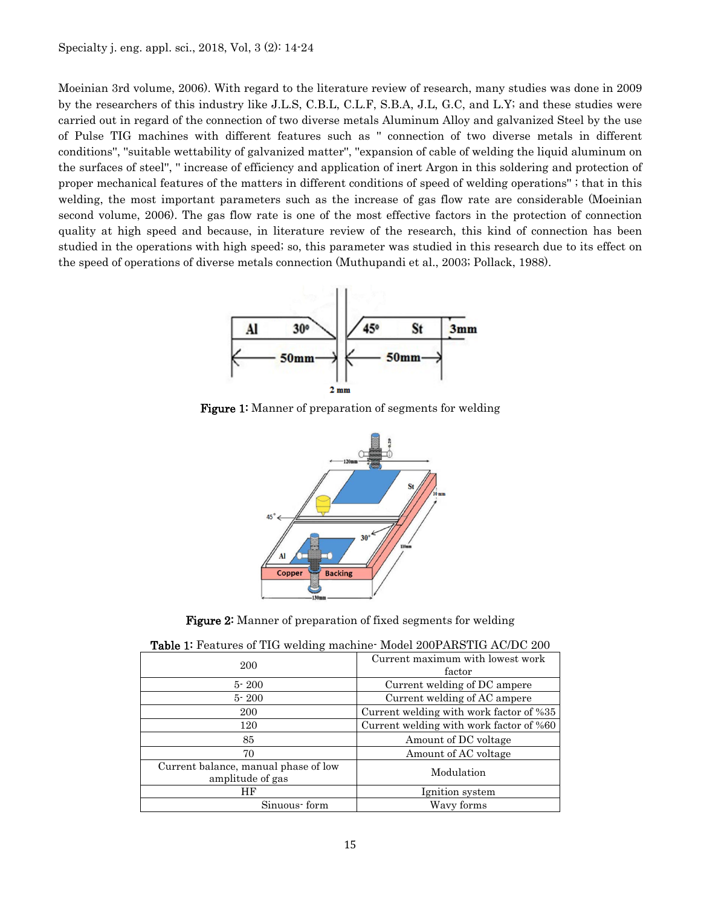Moeinian 3rd volume, 2006). With regard to the literature review of research, many studies was done in 2009 by the researchers of this industry like J.L.S, C.B.L, C.L.F, S.B.A, J.L, G.C, and L.Y; and these studies were carried out in regard of the connection of two diverse metals Aluminum Alloy and galvanized Steel by the use of Pulse TIG machines with different features such as " connection of two diverse metals in different conditions", "suitable wettability of galvanized matter", "expansion of cable of welding the liquid aluminum on the surfaces of steel", " increase of efficiency and application of inert Argon in this soldering and protection of proper mechanical features of the matters in different conditions of speed of welding operations" ; that in this welding, the most important parameters such as the increase of gas flow rate are considerable (Moeinian second volume, 2006). The gas flow rate is one of the most effective factors in the protection of connection quality at high speed and because, in literature review of the research, this kind of connection has been studied in the operations with high speed; so, this parameter was studied in this research due to its effect on the speed of operations of diverse metals connection (Muthupandi et al., 2003; Pollack, 1988).

Al 30° 45° St 3mm
50mm 50mm
2 mm

**Figure 1:** Manner of preparation of segments for welding

120mm St 10 mm 45° 30° 110mm Al Copper Backing 130mm

**Figure 2:** Manner of preparation of fixed segments for welding

**Table 1:** Features of TIG welding machine- Model 200PARSTIG AC/DC 200

| | |
|---|---|
| 200 | Current maximum with lowest work factor |
| 5- 200 | Current welding of DC ampere |
| 5- 200 | Current welding of AC ampere |
| 200 | Current welding with work factor of %35 |
| 120 | Current welding with work factor of %60 |
| 85 | Amount of DC voltage |
| 70 | Amount of AC voltage |
| Current balance, manual phase of low amplitude of gas | Modulation |
| HF | Ignition system |
| Sinuous- form | Wavy forms |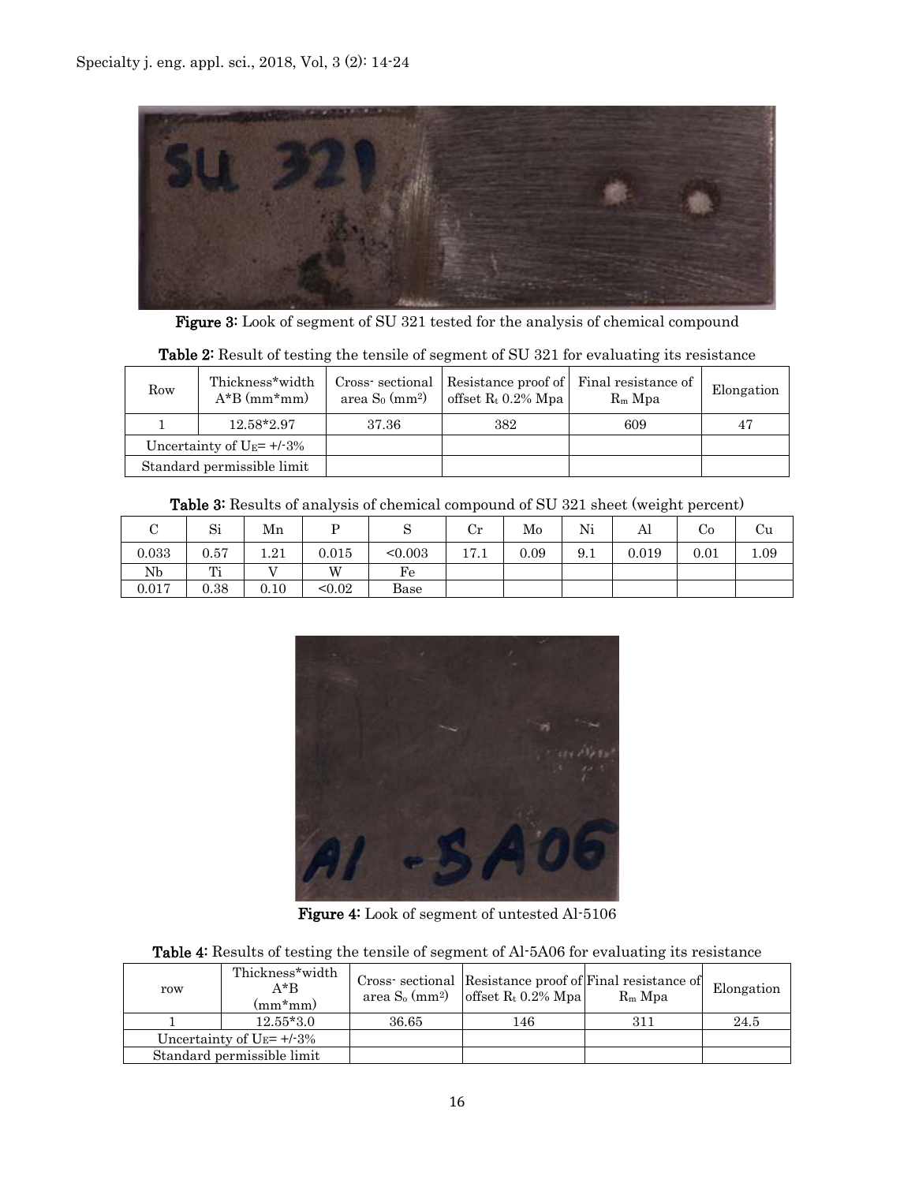Figure 3: Look of segment of SU 321 tested for the analysis of chemical compound

Table 2: Result of testing the tensile of segment of SU 321 for evaluating its resistance

| Row | Thickness*width A*B (mm*mm) | Cross- sectional area $S_0$ ($mm^2$) | Resistance proof of offset $R_t$ 0.2% Mpa | Final resistance of $R_m$ Mpa | Elongation |
|---|---|---|---|---|---|
| 1 | 12.58*2.97 | 37.36 | 382 | 609 | 47 |
| Uncertainty of $U_E$= +/-3% | | | | | |
| Standard permissible limit | | | | | |

Table 3: Results of analysis of chemical compound of SU 321 sheet (weight percent)

| C | Si | Mn | P | S | Cr | Mo | Ni | Al | Co | Cu |
|---|---|---|---|---|---|---|---|---|---|---|
| 0.033 | 0.57 | 1.21 | 0.015 | <0.003 | 17.1 | 0.09 | 9.1 | 0.019 | 0.01 | 1.09 |
| Nb | Ti | V | W | Fe | | | | | | |
| 0.017 | 0.38 | 0.10 | <0.02 | Base | | | | | | |

Figure 4: Look of segment of untested Al-5106

Table 4: Results of testing the tensile of segment of Al-5A06 for evaluating its resistance

| row | Thickness*width A*B (mm*mm) | Cross- sectional area $S_o$ ($mm^2$) | Resistance proof of offset $R_t$ 0.2% Mpa | Final resistance of $R_m$ Mpa | Elongation |
|---|---|---|---|---|---|
| 1 | 12.55*3.0 | 36.65 | 146 | 311 | 24.5 |
| Uncertainty of $U_E$= +/-3% | | | | | |
| Standard permissible limit | | | | | |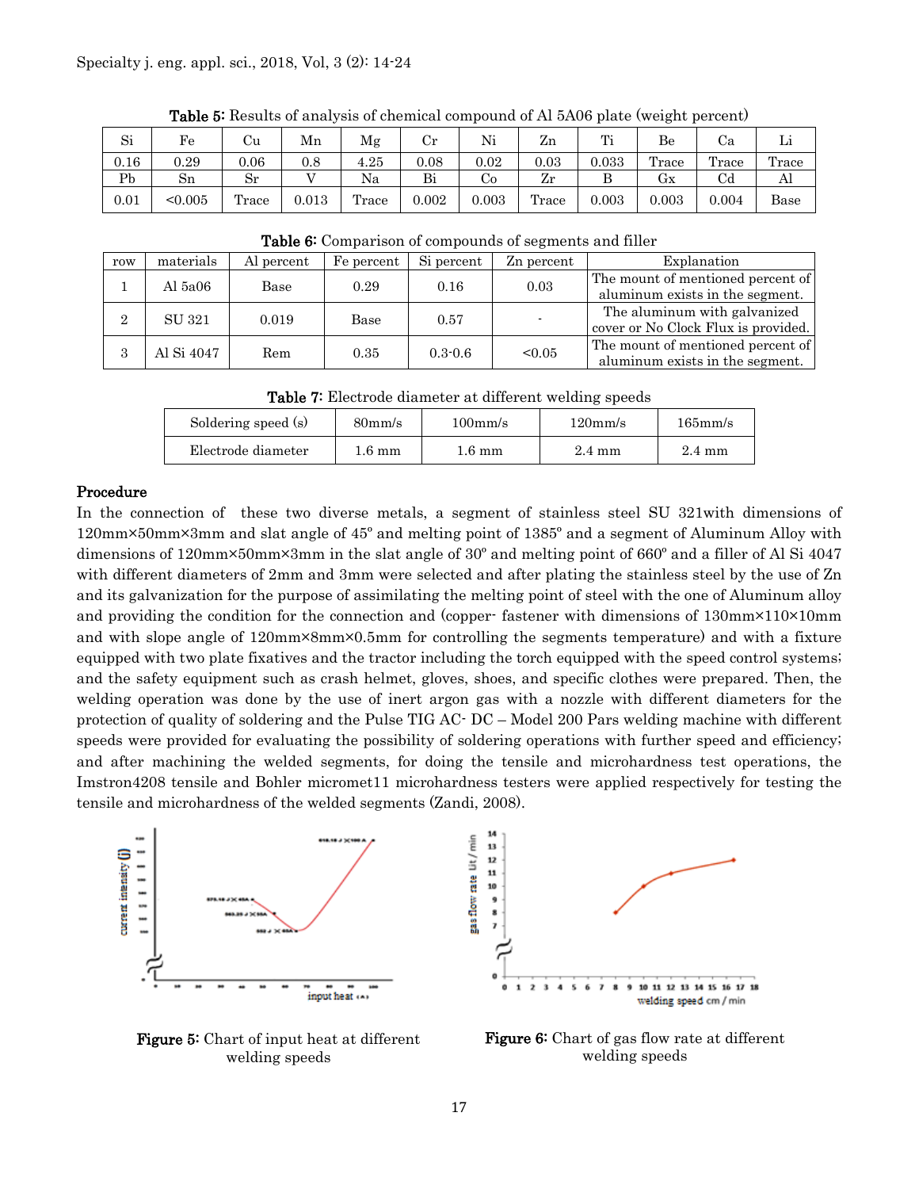**Table 5:** Results of analysis of chemical compound of Al 5A06 plate (weight percent)

| Si | Fe | Cu | Mn | Mg | Cr | Ni | Zn | Ti | Be | Ca | Li |
|---|---|---|---|---|---|---|---|---|---|---|---|
| 0.16 | 0.29 | 0.06 | 0.8 | 4.25 | 0.08 | 0.02 | 0.03 | 0.033 | Trace | Trace | Trace |
| Pb | Sn | Sr | V | Na | Bi | Co | Zr | B | Gx | Cd | Al |
| 0.01 | <0.005 | Trace | 0.013 | Trace | 0.002 | 0.003 | Trace | 0.003 | 0.003 | 0.004 | Base |

**Table 6:** Comparison of compounds of segments and filler

| row | materials | Al percent | Fe percent | Si percent | Zn percent | Explanation |
|---|---|---|---|---|---|---|
| 1 | Al 5a06 | Base | 0.29 | 0.16 | 0.03 | The mount of mentioned percent of aluminum exists in the segment. |
| 2 | SU 321 | 0.019 | Base | 0.57 | - | The aluminum with galvanized cover or No Clock Flux is provided. |
| 3 | Al Si 4047 | Rem | 0.35 | 0.3-0.6 | <0.05 | The mount of mentioned percent of aluminum exists in the segment. |

**Table 7:** Electrode diameter at different welding speeds

| Soldering speed (s) | 80mm/s | 100mm/s | 120mm/s | 165mm/s |
|---|---|---|---|---|
| Electrode diameter | 1.6 mm | 1.6 mm | 2.4 mm | 2.4 mm |

**Procedure**

In the connection of these two diverse metals, a segment of stainless steel SU 321with dimensions of 120mm×50mm×3mm and slat angle of 45º and melting point of 1385º and a segment of Aluminum Alloy with dimensions of 120mm×50mm×3mm in the slat angle of 30º and melting point of 660º and a filler of Al Si 4047 with different diameters of 2mm and 3mm were selected and after plating the stainless steel by the use of Zn and its galvanization for the purpose of assimilating the melting point of steel with the one of Aluminum alloy and providing the condition for the connection and (copper- fastener with dimensions of 130mm×110×10mm and with slope angle of 120mm×8mm×0.5mm for controlling the segments temperature) and with a fixture equipped with two plate fixatives and the tractor including the torch equipped with the speed control systems; and the safety equipment such as crash helmet, gloves, shoes, and specific clothes were prepared. Then, the welding operation was done by the use of inert argon gas with a nozzle with different diameters for the protection of quality of soldering and the Pulse TIG AC- DC – Model 200 Pars welding machine with different speeds were provided for evaluating the possibility of soldering operations with further speed and efficiency; and after machining the welded segments, for doing the tensile and microhardness test operations, the Imstron4208 tensile and Bohler micromet11 microhardness testers were applied respectively for testing the tensile and microhardness of the welded segments (Zandi, 2008).

current intensity (I)

input heat

**Figure 5:** Chart of input heat at different welding speeds

gas flow rate Lit / min

welding speed cm / min

**Figure 6:** Chart of gas flow rate at different welding speeds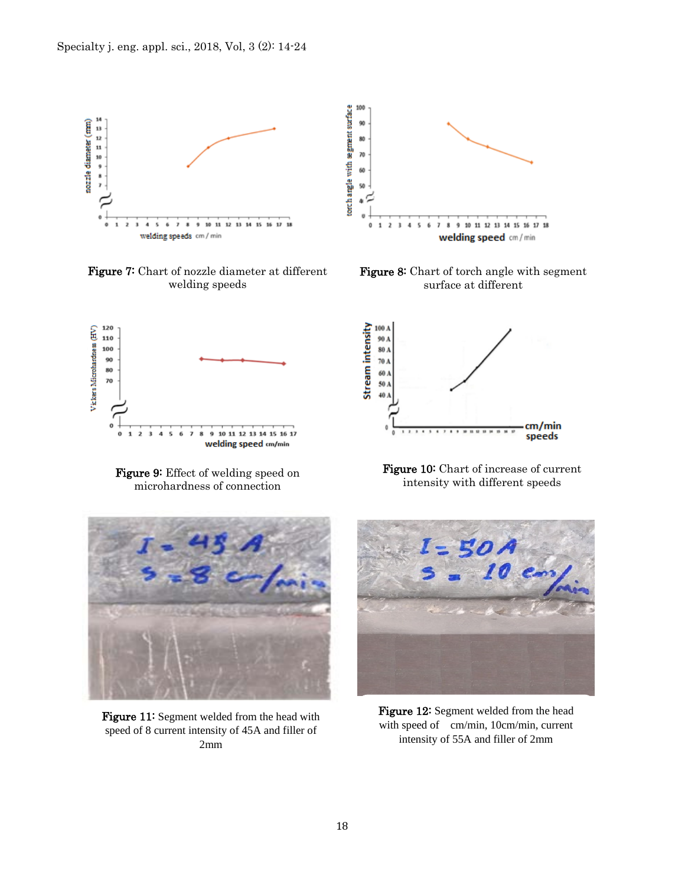nozzle diameter (mm)

14
13
12
11
10
9
8
7
0

0 1 2 3 4 5 6 7 8 9 10 11 12 13 14 15 16 17 18

welding speeds cm / min

**Figure 7:** Chart of nozzle diameter at different welding speeds

torch angle with segment surface

100
90
80
70
60
50
40
0

0 1 2 3 4 5 6 7 8 9 10 11 12 13 14 15 16 17 18

welding speed cm / min

**Figure 8:** Chart of torch angle with segment surface at different

Vickers Microhardness (HV)

120
110
100
90
80
70
0

0 1 2 3 4 5 6 7 8 9 10 11 12 13 14 15 16 17

welding speed cm/min

**Figure 9:** Effect of welding speed on microhardness of connection

Stream intensity

100 A
90 A
80 A
70 A
60 A
50 A
40 A
0

cm/min
speeds

**Figure 10:** Chart of increase of current intensity with different speeds

I = 45 A
S = 8 cm/min

**Figure 11:** Segment welded from the head with speed of 8 current intensity of 45A and filler of 2mm

I = 50 A
S = 10 cm/min

**Figure 12:** Segment welded from the head with speed of cm/min, 10cm/min, current intensity of 55A and filler of 2mm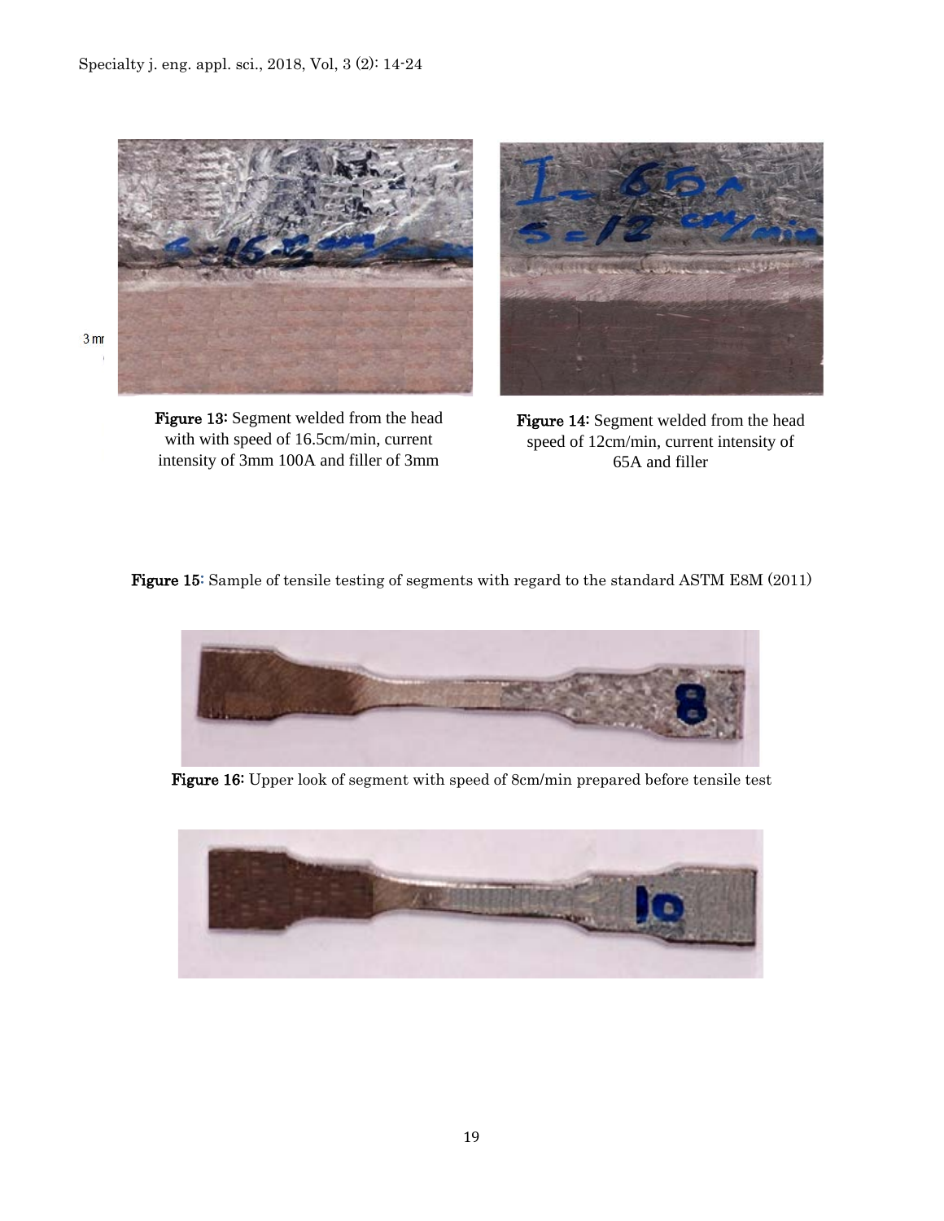3 mr

**Figure 13:** Segment welded from the head with with speed of 16.5cm/min, current intensity of 3mm 100A and filler of 3mm

**Figure 14:** Segment welded from the head speed of 12cm/min, current intensity of 65A and filler

**Figure 15**: Sample of tensile testing of segments with regard to the standard ASTM E8M (2011)

**Figure 16:** Upper look of segment with speed of 8cm/min prepared before tensile test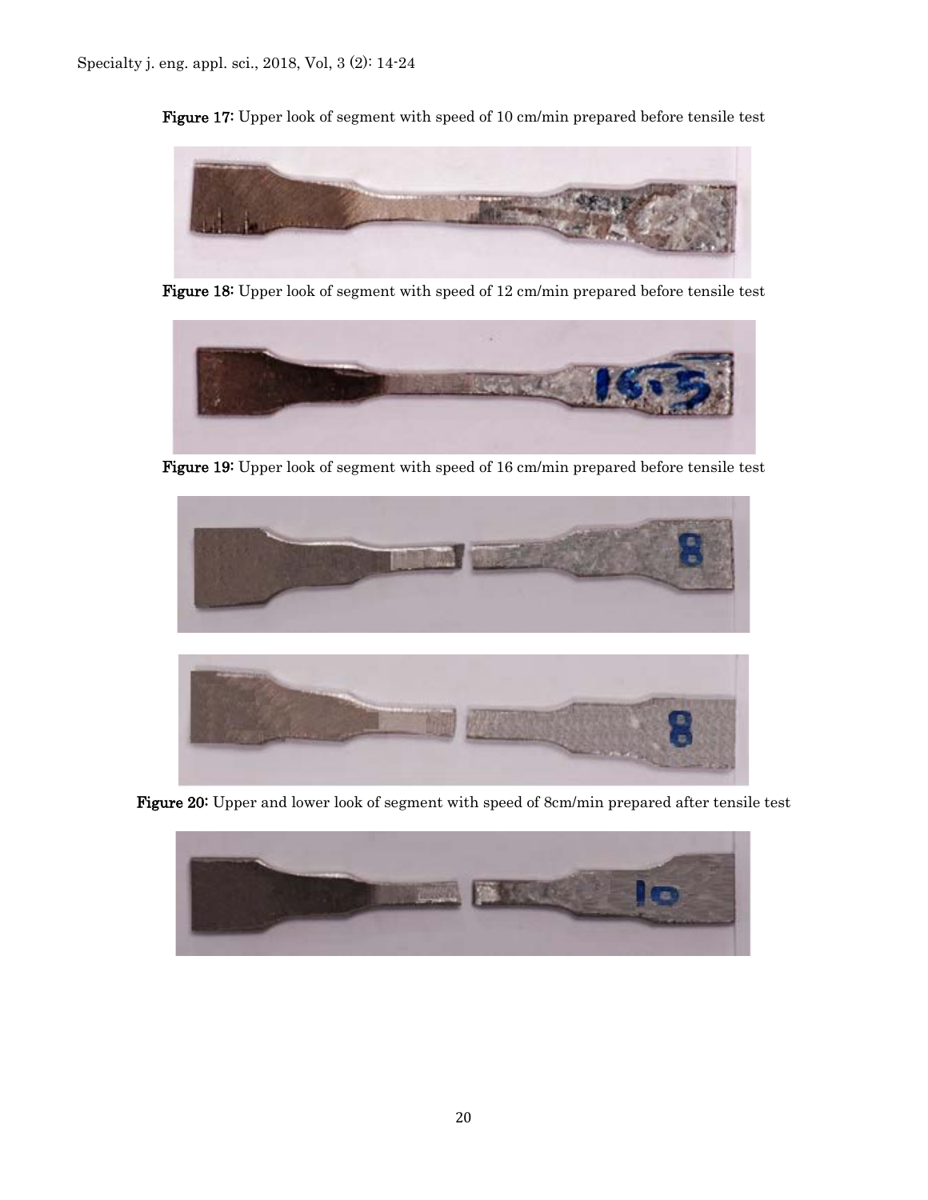Figure 17: Upper look of segment with speed of 10 cm/min prepared before tensile test

Figure 18: Upper look of segment with speed of 12 cm/min prepared before tensile test

Figure 19: Upper look of segment with speed of 16 cm/min prepared before tensile test

Figure 20: Upper and lower look of segment with speed of 8cm/min prepared after tensile test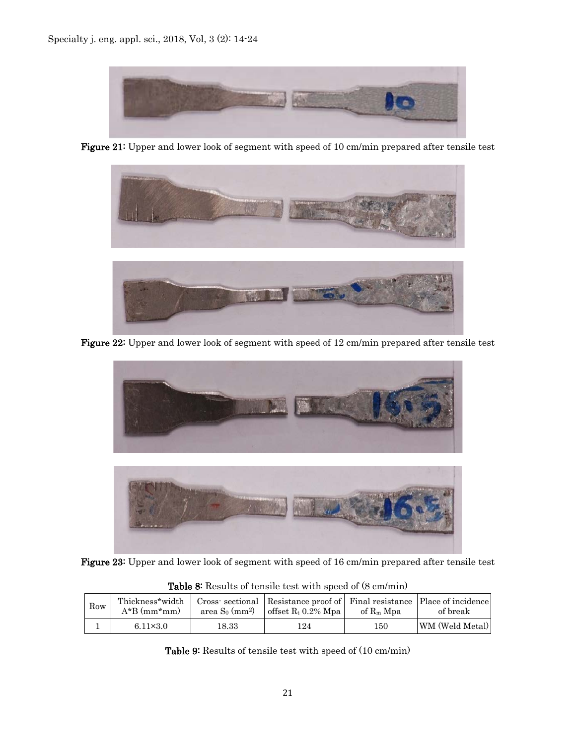Figure 21: Upper and lower look of segment with speed of 10 cm/min prepared after tensile test

Figure 22: Upper and lower look of segment with speed of 12 cm/min prepared after tensile test

Figure 23: Upper and lower look of segment with speed of 16 cm/min prepared after tensile test

Table 8: Results of tensile test with speed of (8 cm/min)

| Row | Thickness*width A*B (mm*mm) | Cross- sectional area $S_0$ ($mm^2$) | Resistance proof of offset $R_t$ 0.2% Mpa | Final resistance of $R_m$ Mpa | Place of incidence of break |
|---|---|---|---|---|---|
| 1 | 6.11×3.0 | 18.33 | 124 | 150 | WM (Weld Metal) |

Table 9: Results of tensile test with speed of (10 cm/min)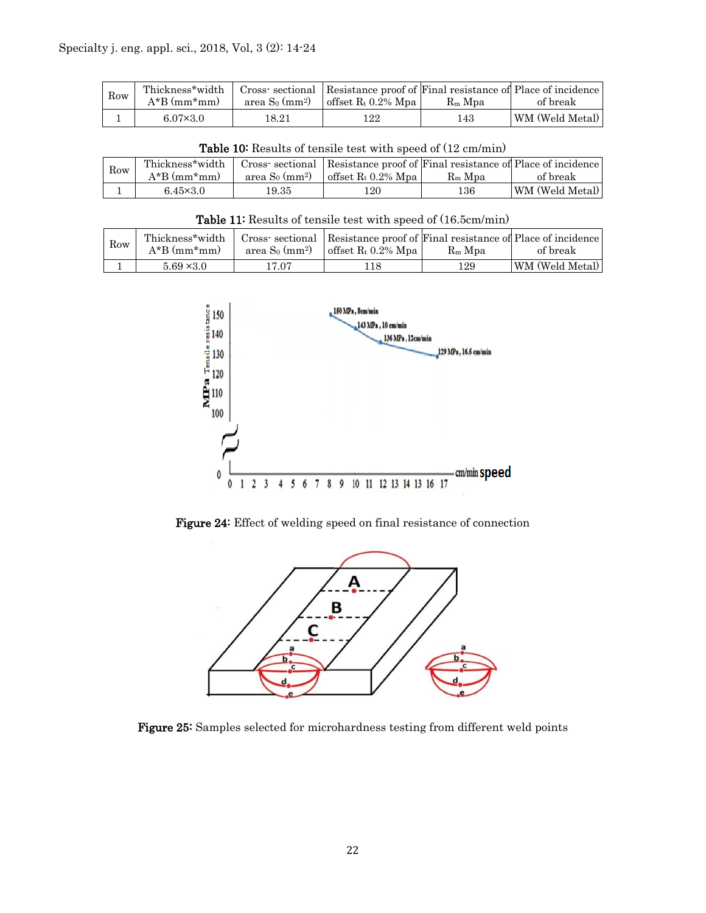| Row | Thickness*width A*B (mm*mm) | Cross- sectional area $S_0$ ($mm^2$) | Resistance proof of offset $R_t$ 0.2% Mpa | Final resistance of $R_m$ Mpa | Place of incidence of break |
|---|---|---|---|---|---|
| 1 | 6.07×3.0 | 18.21 | 122 | 143 | WM (Weld Metal) |

**Table 10:** Results of tensile test with speed of (12 cm/min)

| Row | Thickness*width A*B (mm*mm) | Cross- sectional area $S_0$ ($mm^2$) | Resistance proof of offset $R_t$ 0.2% Mpa | Final resistance of $R_m$ Mpa | Place of incidence of break |
|---|---|---|---|---|---|
| 1 | 6.45×3.0 | 19.35 | 120 | 136 | WM (Weld Metal) |

**Table 11:** Results of tensile test with speed of (16.5cm/min)

| Row | Thickness*width A*B (mm*mm) | Cross- sectional area $S_0$ ($mm^2$) | Resistance proof of offset $R_t$ 0.2% Mpa | Final resistance of $R_m$ Mpa | Place of incidence of break |
|---|---|---|---|---|---|
| 1 | 5.69 ×3.0 | 17.07 | 118 | 129 | WM (Weld Metal) |

MPa Tensile resistance

150 MPa, 8cm/min

143 MPa, 10 cm/min

136 MPa, 12cm/min

129 MPa, 16.5 cm/min

150 140 130 120 110 100 0

0 1 2 3 4 5 6 7 8 9 10 11 12 13 14 13 16 17

cm/min speed

**Figure 24:** Effect of welding speed on final resistance of connection

A B C a b c d e

**Figure 25:** Samples selected for microhardness testing from different weld points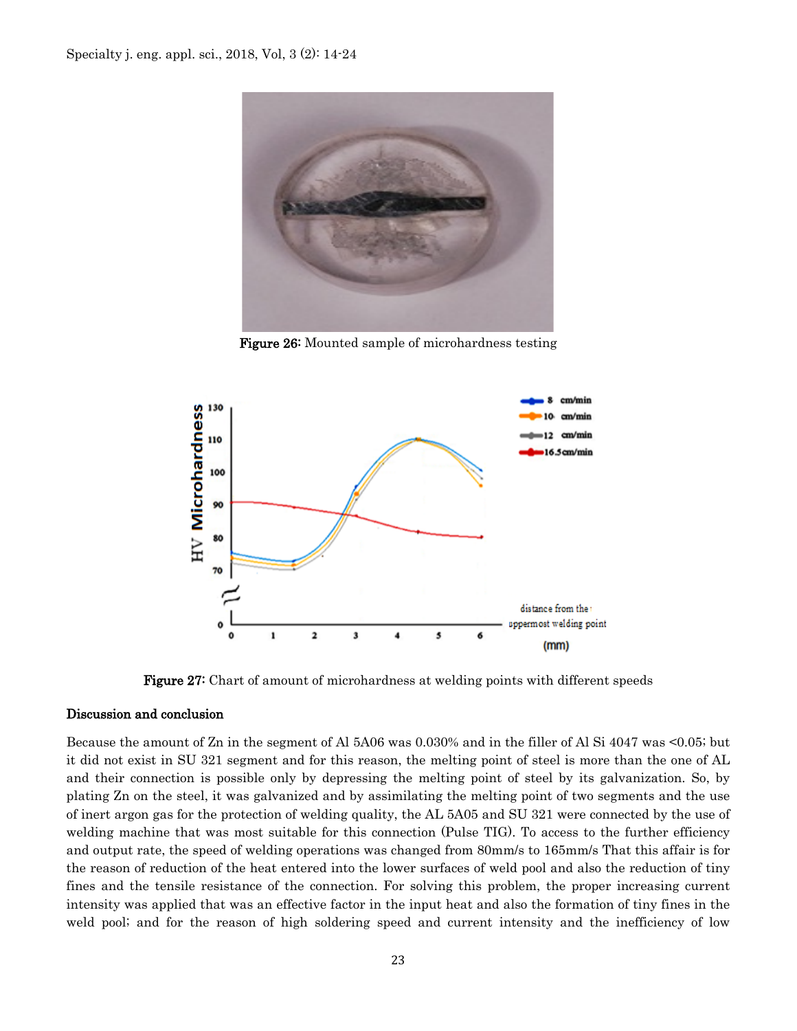Figure 26: Mounted sample of microhardness testing

HV Microhardness

130
110
100
90
80
70
0

0 1 2 3 4 5 6

distance from the uppermost welding point (mm)

8 cm/min
10 cm/min
12 cm/min
16.5cm/min

Figure 27: Chart of amount of microhardness at welding points with different speeds

## Discussion and conclusion

Because the amount of Zn in the segment of Al 5A06 was 0.030% and in the filler of Al Si 4047 was <0.05; but it did not exist in SU 321 segment and for this reason, the melting point of steel is more than the one of AL and their connection is possible only by depressing the melting point of steel by its galvanization. So, by plating Zn on the steel, it was galvanized and by assimilating the melting point of two segments and the use of inert argon gas for the protection of welding quality, the AL 5A05 and SU 321 were connected by the use of welding machine that was most suitable for this connection (Pulse TIG). To access to the further efficiency and output rate, the speed of welding operations was changed from 80mm/s to 165mm/s That this affair is for the reason of reduction of the heat entered into the lower surfaces of weld pool and also the reduction of tiny fines and the tensile resistance of the connection. For solving this problem, the proper increasing current intensity was applied that was an effective factor in the input heat and also the formation of tiny fines in the weld pool; and for the reason of high soldering speed and current intensity and the inefficiency of low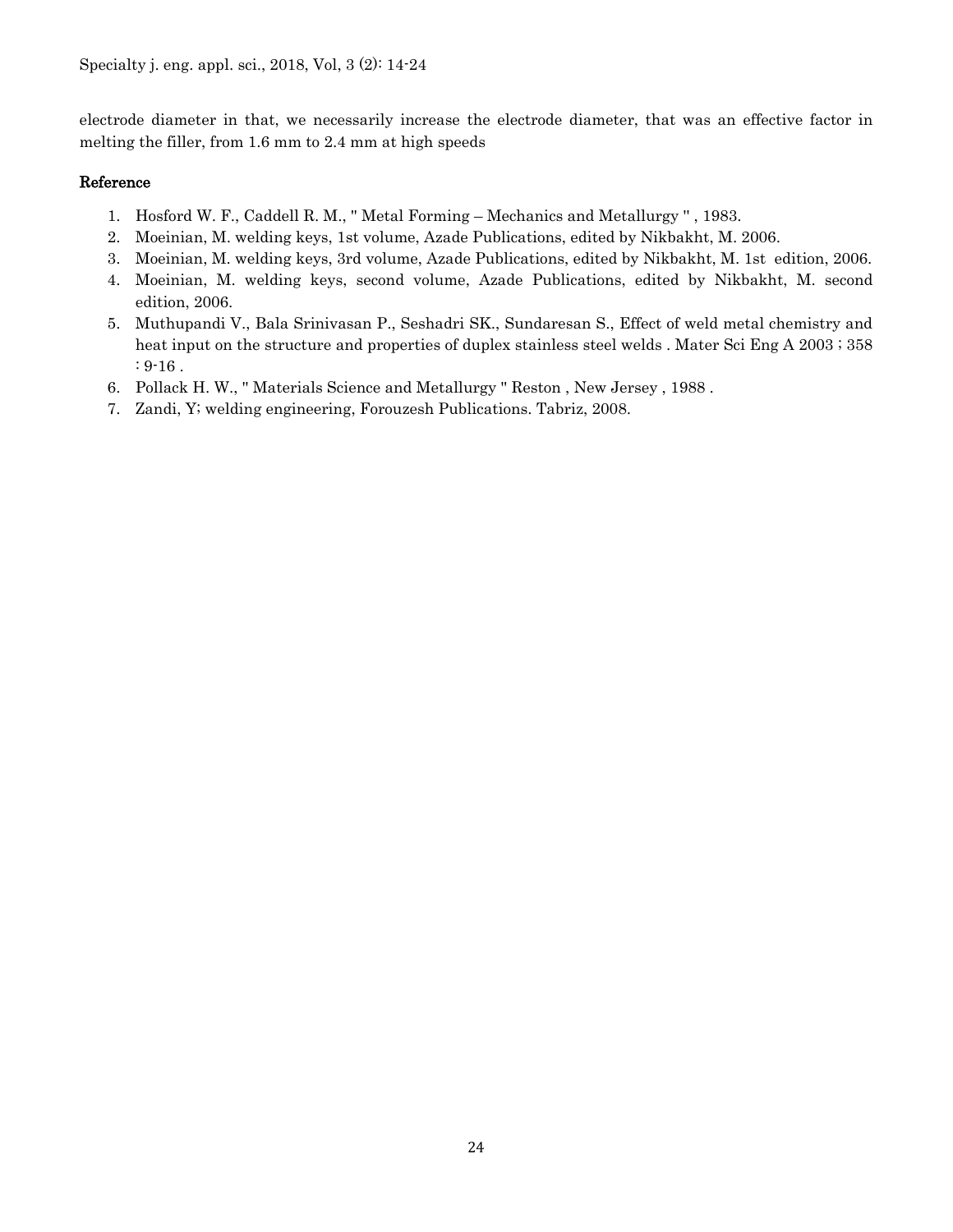electrode diameter in that, we necessarily increase the electrode diameter, that was an effective factor in melting the filler, from 1.6 mm to 2.4 mm at high speeds

## Reference

1. Hosford W. F., Caddell R. M., " Metal Forming – Mechanics and Metallurgy " , 1983.
2. Moeinian, M. welding keys, 1st volume, Azade Publications, edited by Nikbakht, M. 2006.
3. Moeinian, M. welding keys, 3rd volume, Azade Publications, edited by Nikbakht, M. 1st edition, 2006.
4. Moeinian, M. welding keys, second volume, Azade Publications, edited by Nikbakht, M. second edition, 2006.
5. Muthupandi V., Bala Srinivasan P., Seshadri SK., Sundaresan S., Effect of weld metal chemistry and heat input on the structure and properties of duplex stainless steel welds . Mater Sci Eng A 2003 ; 358 : 9-16 .
6. Pollack H. W., " Materials Science and Metallurgy " Reston , New Jersey , 1988 .
7. Zandi, Y; welding engineering, Forouzesh Publications. Tabriz, 2008.